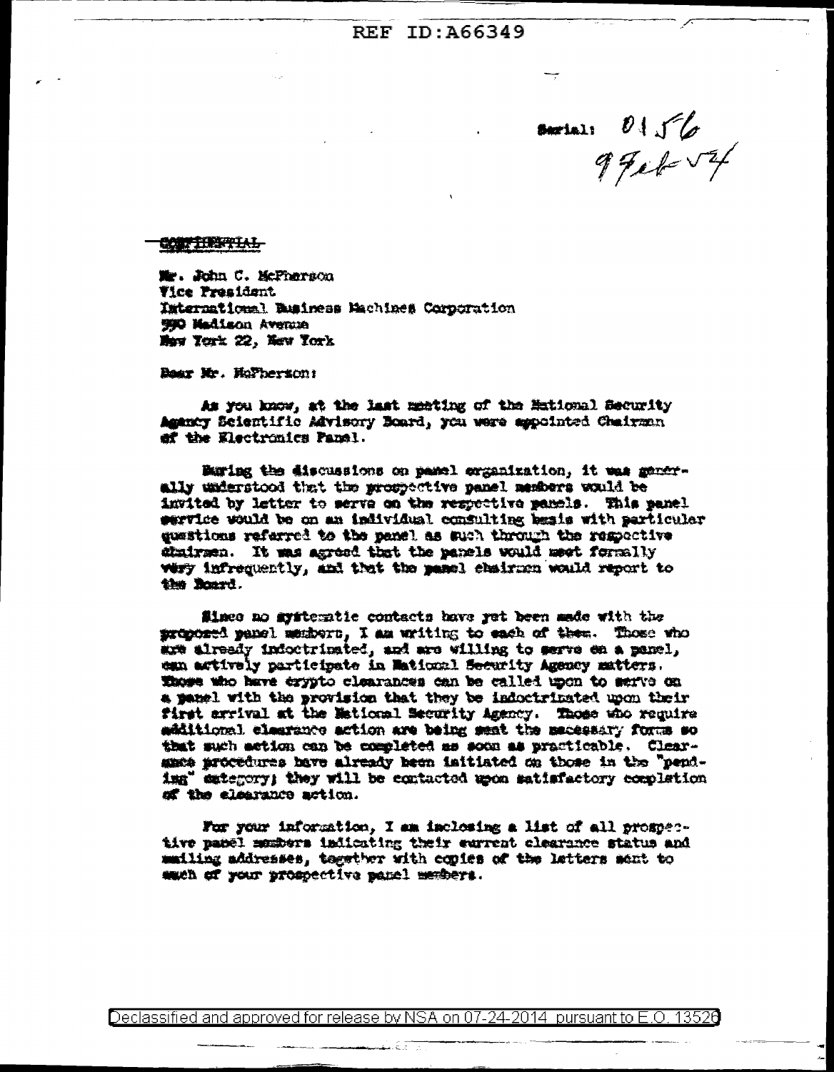Serial: 0156
9 Feb 54

CONFIDENTIAL

Mr. John C. McPherson
Vice President
International Business Machines Corporation
590 Madison Avenue
New York 22, New York

Dear Mr. McPherson:

As you know, at the last meeting of the National Security Agency Scientific Advisory Board, you were appointed Chairman of the Electronics Panel.

During the discussions on panel organization, it was generally understood that the prospective panel members would be invited by letter to serve on the respective panels. This panel service would be on an individual consulting basis with particular questions referred to the panel as such through the respective chairmen. It was agreed that the panels would meet formally very infrequently, and that the panel chairmen would report to the Board.

Since no systematic contacts have yet been made with the proposed panel members, I am writing to each of them. Those who are already indoctrinated, and are willing to serve on a panel, can actively participate in National Security Agency matters. Those who have crypto clearances can be called upon to serve on a panel with the provision that they be indoctrinated upon their first arrival at the National Security Agency. Those who require additional clearance action are being sent the necessary forms so that such action can be completed as soon as practicable. Clearance procedures have already been initiated on those in the "pending" category; they will be contacted upon satisfactory completion of the clearance action.

For your information, I am inclosing a list of all prospective panel members indicating their current clearance status and mailing addresses, together with copies of the letters sent to each of your prospective panel members.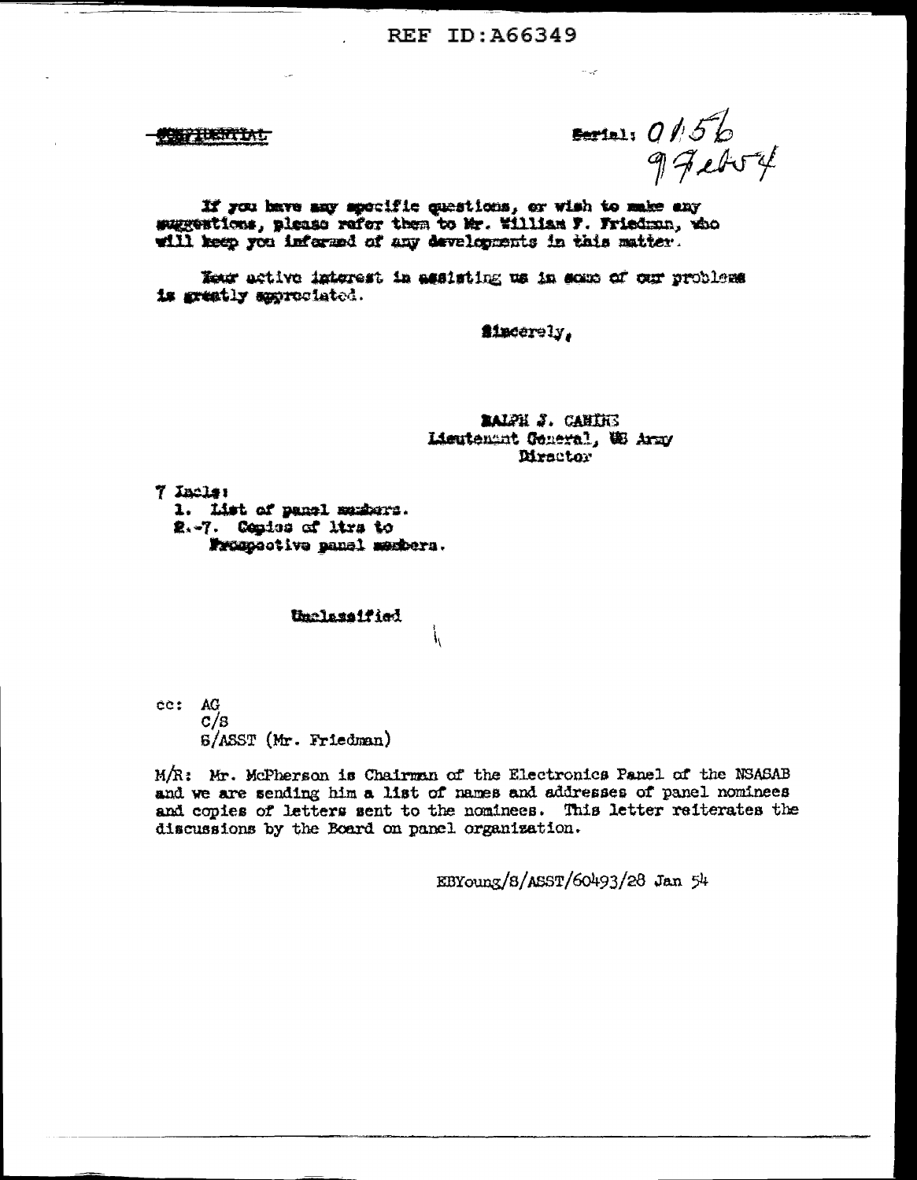REF ID:A66349

~~CONFIDENTIAL~~

Serial: 0156
9 Feb 54

If you have any specific questions, or wish to make any suggestions, please refer them to Mr. William F. Friedman, who will keep you informed of any developments in this matter.

Your active interest in assisting us in some of our problems is greatly appreciated.

Sincerely,

RALPH J. CANINE
Lieutenant General, US Army
Director

7 Incls:
1. List of panel members.
2.-7. Copies of ltrs to Prospective panel members.

Unclassified

cc: AG
C/S
S/ASST (Mr. Friedman)

M/R: Mr. McPherson is Chairman of the Electronics Panel of the NSASAB and we are sending him a list of names and addresses of panel nominees and copies of letters sent to the nominees. This letter reiterates the discussions by the Board on panel organization.

EBYoung/S/ASST/60493/28 Jan 54